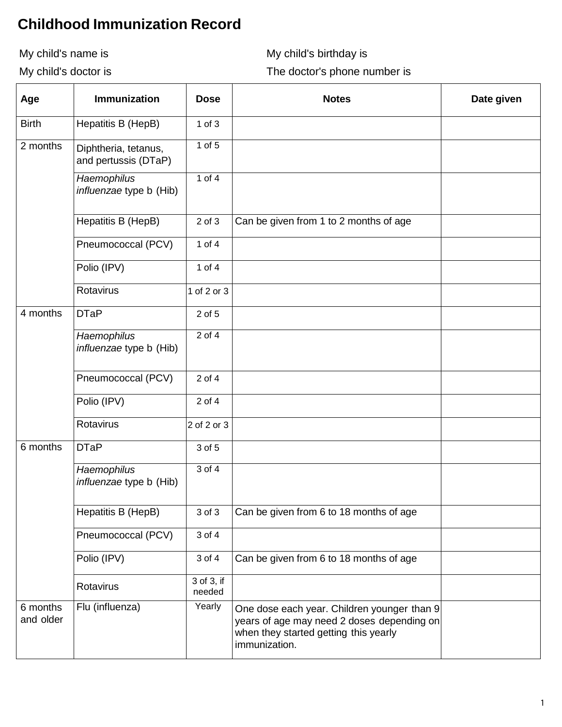# Childhood Immunization Record

My child's name is

My child's birthday is

My child's doctor is

The doctor's phone number is

| Age | Immunization | Dose | Notes | Date given |
|---|---|---|---|---|
| Birth | Hepatitis B (HepB) | 1 of 3 | | |
| 2 months | Diphtheria, tetanus, and pertussis (DTaP) | 1 of 5 | | |
| | *Haemophilus influenzae* type b (Hib) | 1 of 4 | | |
| | Hepatitis B (HepB) | 2 of 3 | Can be given from 1 to 2 months of age | |
| | Pneumococcal (PCV) | 1 of 4 | | |
| | Polio (IPV) | 1 of 4 | | |
| | Rotavirus | 1 of 2 or 3 | | |
| 4 months | DTaP | 2 of 5 | | |
| | *Haemophilus influenzae* type b (Hib) | 2 of 4 | | |
| | Pneumococcal (PCV) | 2 of 4 | | |
| | Polio (IPV) | 2 of 4 | | |
| | Rotavirus | 2 of 2 or 3 | | |
| 6 months | DTaP | 3 of 5 | | |
| | *Haemophilus influenzae* type b (Hib) | 3 of 4 | | |
| | Hepatitis B (HepB) | 3 of 3 | Can be given from 6 to 18 months of age | |
| | Pneumococcal (PCV) | 3 of 4 | | |
| | Polio (IPV) | 3 of 4 | Can be given from 6 to 18 months of age | |
| | Rotavirus | 3 of 3, if needed | | |
| 6 months and older | Flu (influenza) | Yearly | One dose each year. Children younger than 9 years of age may need 2 doses depending on when they started getting this yearly immunization. | |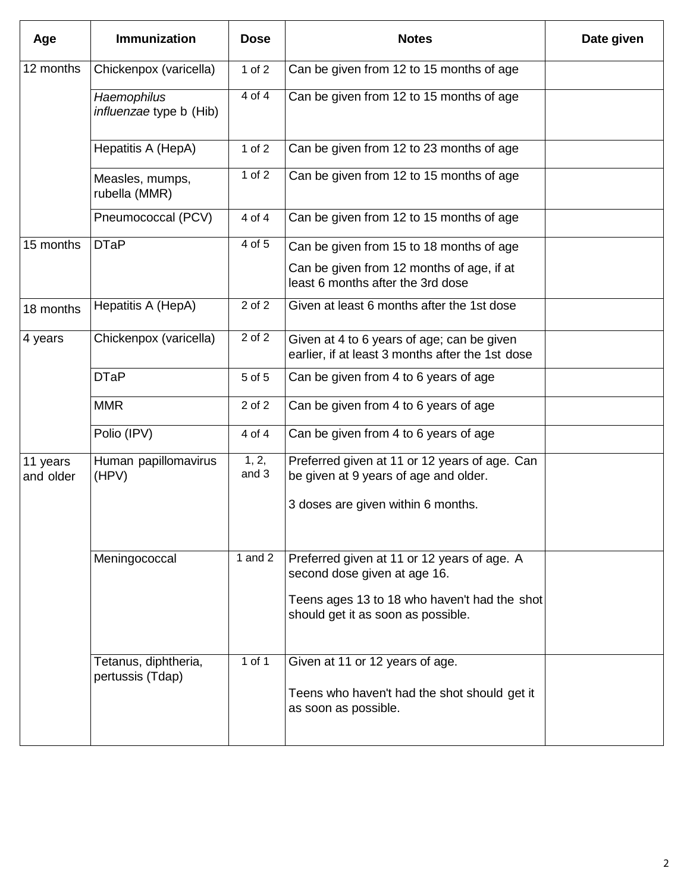| Age | Immunization | Dose | Notes | Date given |
|---|---|---|---|---|
| 12 months | Chickenpox (varicella) | 1 of 2 | Can be given from 12 to 15 months of age | |
| | *Haemophilus influenzae* type b (Hib) | 4 of 4 | Can be given from 12 to 15 months of age | |
| | Hepatitis A (HepA) | 1 of 2 | Can be given from 12 to 23 months of age | |
| | Measles, mumps, rubella (MMR) | 1 of 2 | Can be given from 12 to 15 months of age | |
| | Pneumococcal (PCV) | 4 of 4 | Can be given from 12 to 15 months of age | |
| 15 months | DTaP | 4 of 5 | Can be given from 15 to 18 months of age<br><br>Can be given from 12 months of age, if at least 6 months after the 3rd dose | |
| 18 months | Hepatitis A (HepA) | 2 of 2 | Given at least 6 months after the 1st dose | |
| 4 years | Chickenpox (varicella) | 2 of 2 | Given at 4 to 6 years of age; can be given earlier, if at least 3 months after the 1st dose | |
| | DTaP | 5 of 5 | Can be given from 4 to 6 years of age | |
| | MMR | 2 of 2 | Can be given from 4 to 6 years of age | |
| | Polio (IPV) | 4 of 4 | Can be given from 4 to 6 years of age | |
| 11 years and older | Human papillomavirus (HPV) | 1, 2, and 3 | Preferred given at 11 or 12 years of age. Can be given at 9 years of age and older.<br><br>3 doses are given within 6 months. | |
| | Meningococcal | 1 and 2 | Preferred given at 11 or 12 years of age. A second dose given at age 16.<br><br>Teens ages 13 to 18 who haven't had the shot should get it as soon as possible. | |
| | Tetanus, diphtheria, pertussis (Tdap) | 1 of 1 | Given at 11 or 12 years of age.<br><br>Teens who haven't had the shot should get it as soon as possible. | |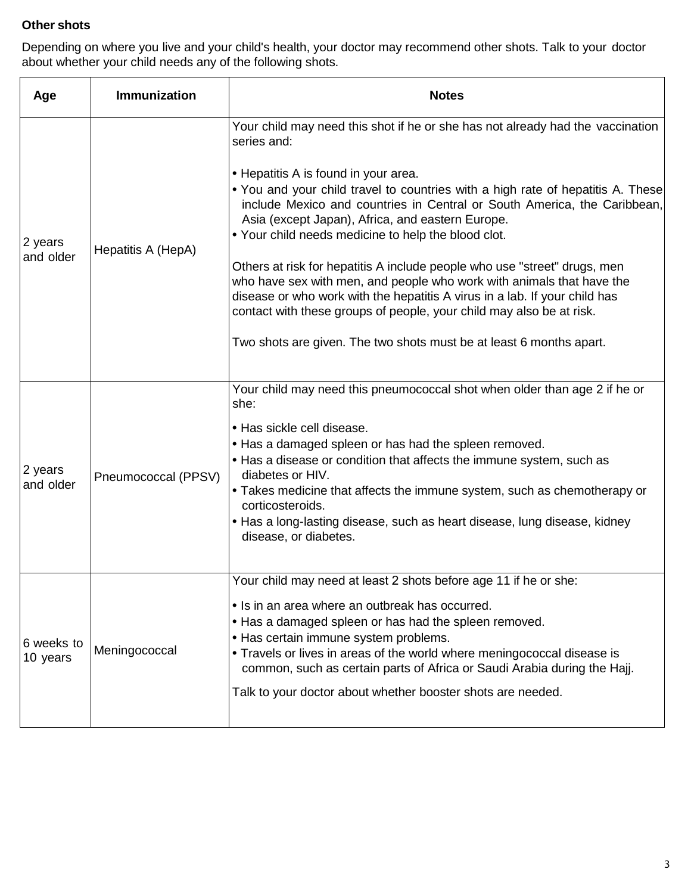**Other shots**

Depending on where you live and your child's health, your doctor may recommend other shots. Talk to your doctor about whether your child needs any of the following shots.

| Age | Immunization | Notes |
| --- | --- | --- |
| 2 years and older | Hepatitis A (HepA) | Your child may need this shot if he or she has not already had the vaccination series and:<br><br>• Hepatitis A is found in your area.<br>• You and your child travel to countries with a high rate of hepatitis A. These include Mexico and countries in Central or South America, the Caribbean, Asia (except Japan), Africa, and eastern Europe.<br>• Your child needs medicine to help the blood clot.<br><br>Others at risk for hepatitis A include people who use "street" drugs, men who have sex with men, and people who work with animals that have the disease or who work with the hepatitis A virus in a lab. If your child has contact with these groups of people, your child may also be at risk.<br><br>Two shots are given. The two shots must be at least 6 months apart. |
| 2 years and older | Pneumococcal (PPSV) | Your child may need this pneumococcal shot when older than age 2 if he or she:<br><br>• Has sickle cell disease.<br>• Has a damaged spleen or has had the spleen removed.<br>• Has a disease or condition that affects the immune system, such as diabetes or HIV.<br>• Takes medicine that affects the immune system, such as chemotherapy or corticosteroids.<br>• Has a long-lasting disease, such as heart disease, lung disease, kidney disease, or diabetes. |
| 6 weeks to 10 years | Meningococcal | Your child may need at least 2 shots before age 11 if he or she:<br><br>• Is in an area where an outbreak has occurred.<br>• Has a damaged spleen or has had the spleen removed.<br>• Has certain immune system problems.<br>• Travels or lives in areas of the world where meningococcal disease is common, such as certain parts of Africa or Saudi Arabia during the Hajj.<br><br>Talk to your doctor about whether booster shots are needed. |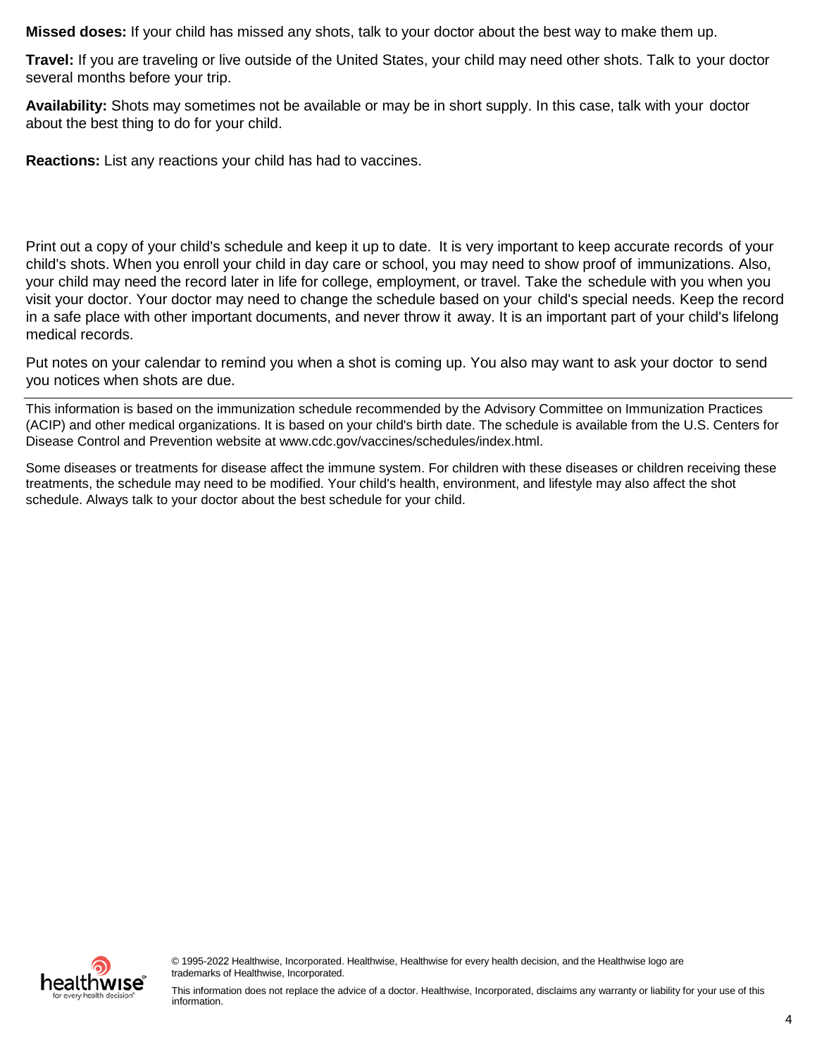**Missed doses:** If your child has missed any shots, talk to your doctor about the best way to make them up.

**Travel:** If you are traveling or live outside of the United States, your child may need other shots. Talk to your doctor several months before your trip.

**Availability:** Shots may sometimes not be available or may be in short supply. In this case, talk with your doctor about the best thing to do for your child.

**Reactions:** List any reactions your child has had to vaccines.

Print out a copy of your child's schedule and keep it up to date. It is very important to keep accurate records of your child's shots. When you enroll your child in day care or school, you may need to show proof of immunizations. Also, your child may need the record later in life for college, employment, or travel. Take the schedule with you when you visit your doctor. Your doctor may need to change the schedule based on your child's special needs. Keep the record in a safe place with other important documents, and never throw it away. It is an important part of your child's lifelong medical records.

Put notes on your calendar to remind you when a shot is coming up. You also may want to ask your doctor to send you notices when shots are due.

---

This information is based on the immunization schedule recommended by the Advisory Committee on Immunization Practices (ACIP) and other medical organizations. It is based on your child's birth date. The schedule is available from the U.S. Centers for Disease Control and Prevention website at www.cdc.gov/vaccines/schedules/index.html.

Some diseases or treatments for disease affect the immune system. For children with these diseases or children receiving these treatments, the schedule may need to be modified. Your child's health, environment, and lifestyle may also affect the shot schedule. Always talk to your doctor about the best schedule for your child.

© 1995-2022 Healthwise, Incorporated. Healthwise, Healthwise for every health decision, and the Healthwise logo are trademarks of Healthwise, Incorporated.

This information does not replace the advice of a doctor. Healthwise, Incorporated, disclaims any warranty or liability for your use of this information.